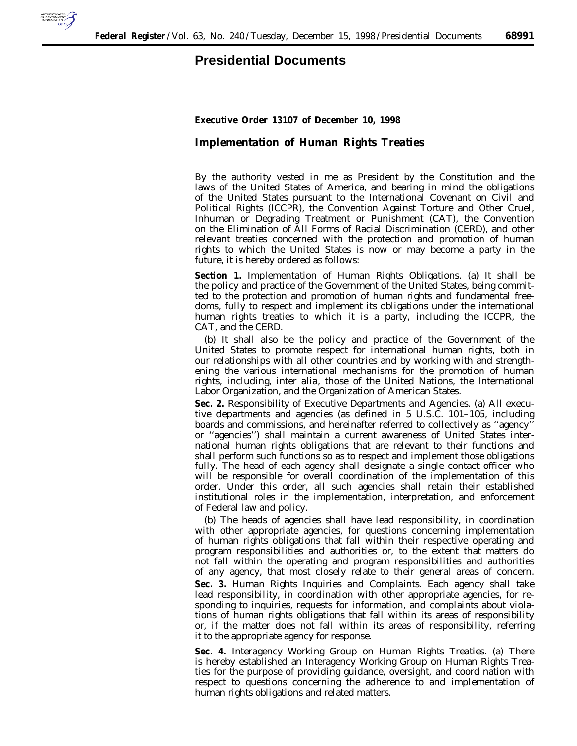# Presidential Documents

## Executive Order 13107 of December 10, 1998

## Implementation of Human Rights Treaties

By the authority vested in me as President by the Constitution and the laws of the United States of America, and bearing in mind the obligations of the United States pursuant to the International Covenant on Civil and Political Rights (ICCPR), the Convention Against Torture and Other Cruel, Inhuman or Degrading Treatment or Punishment (CAT), the Convention on the Elimination of All Forms of Racial Discrimination (CERD), and other relevant treaties concerned with the protection and promotion of human rights to which the United States is now or may become a party in the future, it is hereby ordered as follows:

**Section 1.** *Implementation of Human Rights Obligations.* (a) It shall be the policy and practice of the Government of the United States, being committed to the protection and promotion of human rights and fundamental freedoms, fully to respect and implement its obligations under the international human rights treaties to which it is a party, including the ICCPR, the CAT, and the CERD.

(b) It shall also be the policy and practice of the Government of the United States to promote respect for international human rights, both in our relationships with all other countries and by working with and strengthening the various international mechanisms for the promotion of human rights, including, *inter alia,* those of the United Nations, the International Labor Organization, and the Organization of American States.

**Sec. 2.** *Responsibility of Executive Departments and Agencies.* (a) All executive departments and agencies (as defined in 5 U.S.C. 101–105, including boards and commissions, and hereinafter referred to collectively as ''agency'' or ''agencies'') shall maintain a current awareness of United States international human rights obligations that are relevant to their functions and shall perform such functions so as to respect and implement those obligations fully. The head of each agency shall designate a single contact officer who will be responsible for overall coordination of the implementation of this order. Under this order, all such agencies shall retain their established institutional roles in the implementation, interpretation, and enforcement of Federal law and policy.

(b) The heads of agencies shall have lead responsibility, in coordination with other appropriate agencies, for questions concerning implementation of human rights obligations that fall within their respective operating and program responsibilities and authorities or, to the extent that matters do not fall within the operating and program responsibilities and authorities of any agency, that most closely relate to their general areas of concern.

**Sec. 3.** *Human Rights Inquiries and Complaints.* Each agency shall take lead responsibility, in coordination with other appropriate agencies, for responding to inquiries, requests for information, and complaints about violations of human rights obligations that fall within its areas of responsibility or, if the matter does not fall within its areas of responsibility, referring it to the appropriate agency for response.

**Sec. 4.** *Interagency Working Group on Human Rights Treaties.* (a) There is hereby established an Interagency Working Group on Human Rights Treaties for the purpose of providing guidance, oversight, and coordination with respect to questions concerning the adherence to and implementation of human rights obligations and related matters.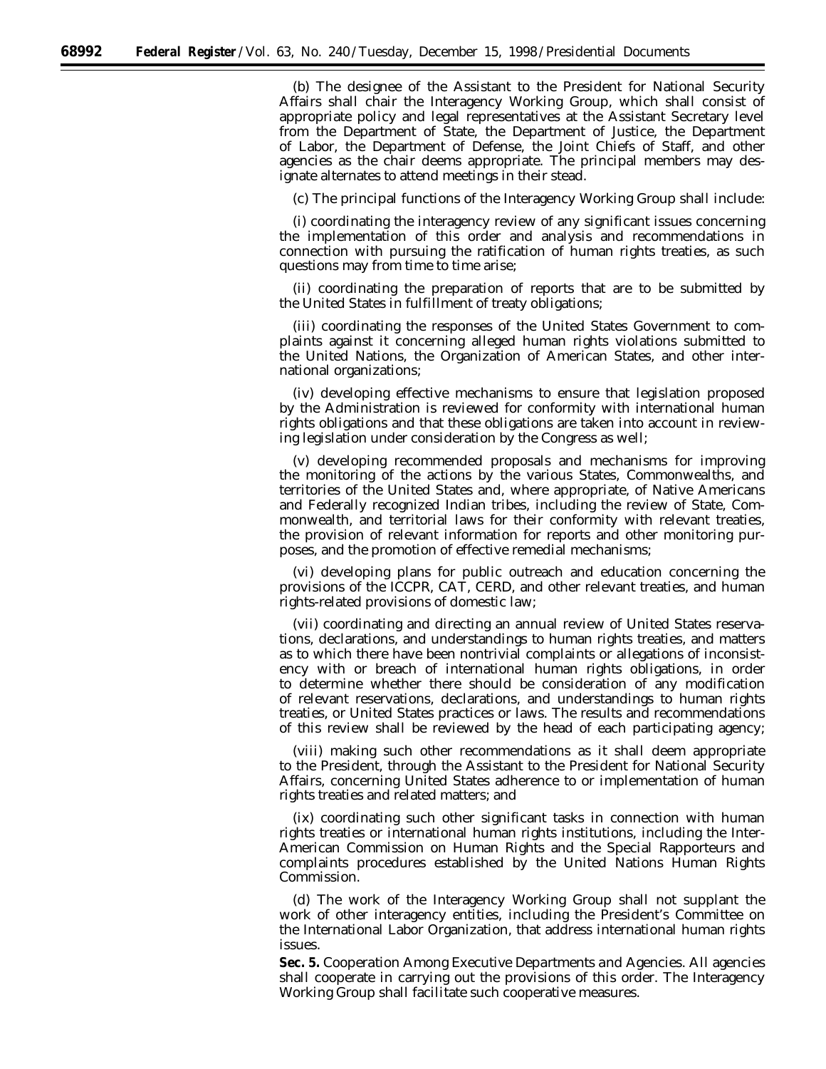(b) The designee of the Assistant to the President for National Security Affairs shall chair the Interagency Working Group, which shall consist of appropriate policy and legal representatives at the Assistant Secretary level from the Department of State, the Department of Justice, the Department of Labor, the Department of Defense, the Joint Chiefs of Staff, and other agencies as the chair deems appropriate. The principal members may designate alternates to attend meetings in their stead.

(c) The principal functions of the Interagency Working Group shall include:

(i) coordinating the interagency review of any significant issues concerning the implementation of this order and analysis and recommendations in connection with pursuing the ratification of human rights treaties, as such questions may from time to time arise;

(ii) coordinating the preparation of reports that are to be submitted by the United States in fulfillment of treaty obligations;

(iii) coordinating the responses of the United States Government to complaints against it concerning alleged human rights violations submitted to the United Nations, the Organization of American States, and other international organizations;

(iv) developing effective mechanisms to ensure that legislation proposed by the Administration is reviewed for conformity with international human rights obligations and that these obligations are taken into account in reviewing legislation under consideration by the Congress as well;

(v) developing recommended proposals and mechanisms for improving the monitoring of the actions by the various States, Commonwealths, and territories of the United States and, where appropriate, of Native Americans and Federally recognized Indian tribes, including the review of State, Commonwealth, and territorial laws for their conformity with relevant treaties, the provision of relevant information for reports and other monitoring purposes, and the promotion of effective remedial mechanisms;

(vi) developing plans for public outreach and education concerning the provisions of the ICCPR, CAT, CERD, and other relevant treaties, and human rights-related provisions of domestic law;

(vii) coordinating and directing an annual review of United States reservations, declarations, and understandings to human rights treaties, and matters as to which there have been nontrivial complaints or allegations of inconsistency with or breach of international human rights obligations, in order to determine whether there should be consideration of any modification of relevant reservations, declarations, and understandings to human rights treaties, or United States practices or laws. The results and recommendations of this review shall be reviewed by the head of each participating agency;

(viii) making such other recommendations as it shall deem appropriate to the President, through the Assistant to the President for National Security Affairs, concerning United States adherence to or implementation of human rights treaties and related matters; and

(ix) coordinating such other significant tasks in connection with human rights treaties or international human rights institutions, including the Inter-American Commission on Human Rights and the Special Rapporteurs and complaints procedures established by the United Nations Human Rights Commission.

(d) The work of the Interagency Working Group shall not supplant the work of other interagency entities, including the President's Committee on the International Labor Organization, that address international human rights issues.

**Sec. 5.** *Cooperation Among Executive Departments and Agencies.* All agencies shall cooperate in carrying out the provisions of this order. The Interagency Working Group shall facilitate such cooperative measures.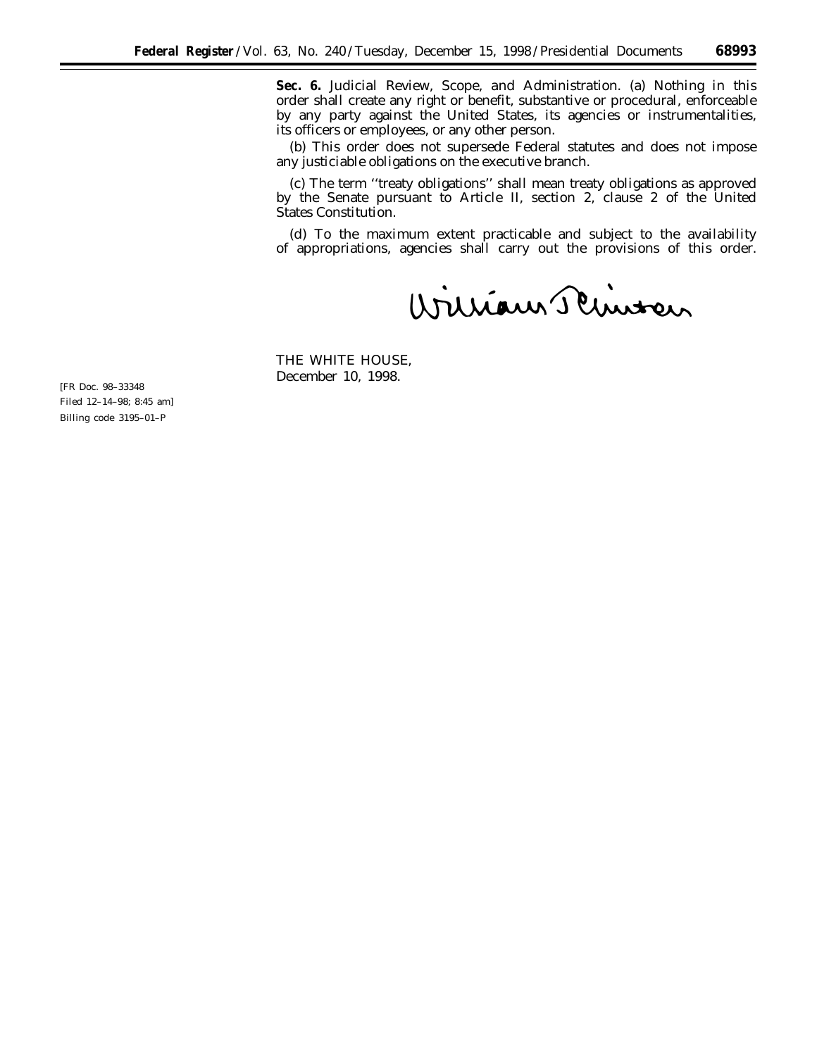**Sec. 6.** Judicial Review, Scope, and Administration. (a) Nothing in this order shall create any right or benefit, substantive or procedural, enforceable by any party against the United States, its agencies or instrumentalities, its officers or employees, or any other person.

(b) This order does not supersede Federal statutes and does not impose any justiciable obligations on the executive branch.

(c) The term ''treaty obligations'' shall mean treaty obligations as approved by the Senate pursuant to Article II, section 2, clause 2 of the United States Constitution.

(d) To the maximum extent practicable and subject to the availability of appropriations, agencies shall carry out the provisions of this order.

William J. Clinton

THE WHITE HOUSE,
December 10, 1998.

[FR Doc. 98–33348
Filed 12–14–98; 8:45 am]
Billing code 3195–01–P